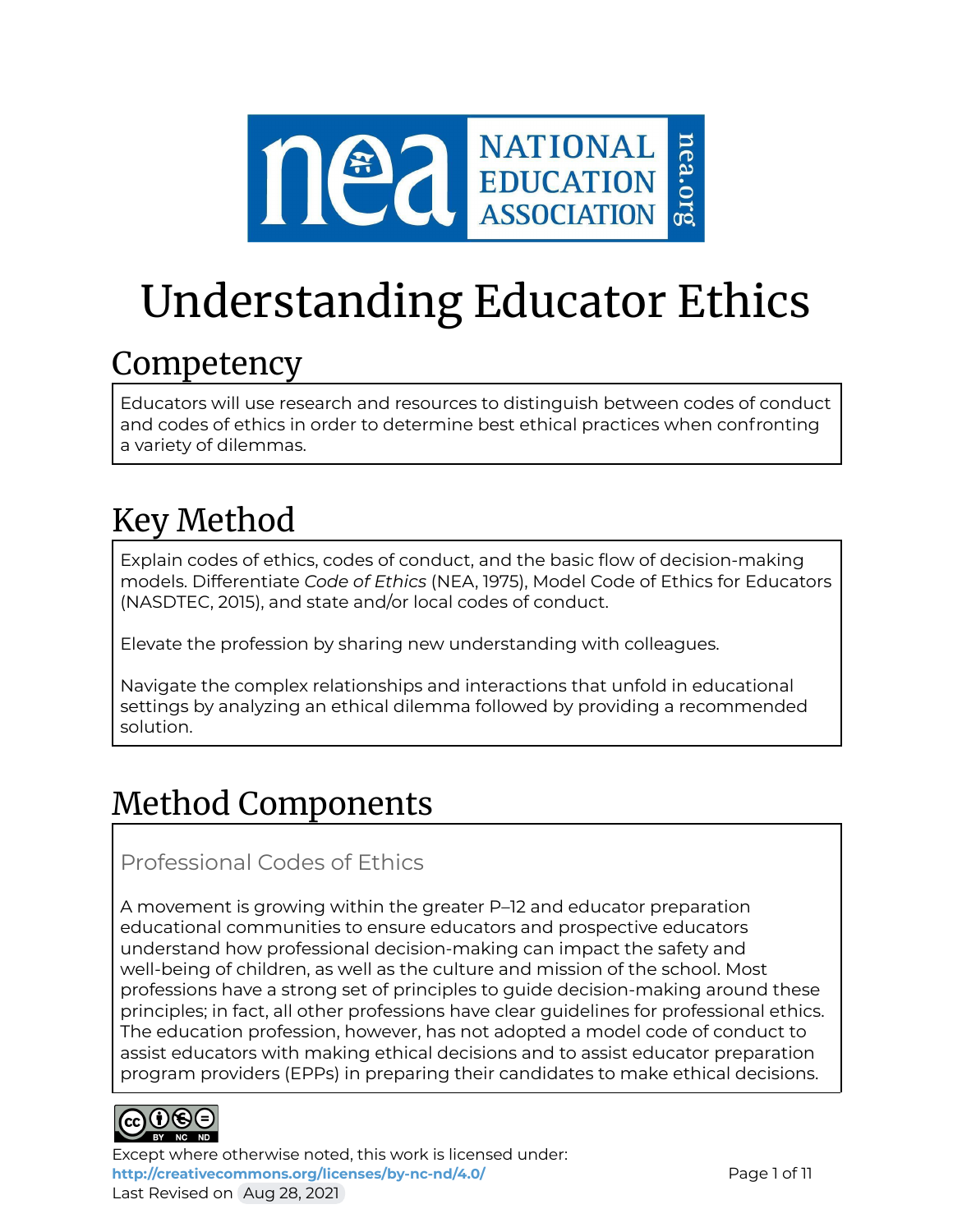# Understanding Educator Ethics

## Competency

Educators will use research and resources to distinguish between codes of conduct and codes of ethics in order to determine best ethical practices when confronting a variety of dilemmas.

## Key Method

Explain codes of ethics, codes of conduct, and the basic flow of decision-making models. Differentiate *Code of Ethics* (NEA, 1975), Model Code of Ethics for Educators (NASDTEC, 2015), and state and/or local codes of conduct.

Elevate the profession by sharing new understanding with colleagues.

Navigate the complex relationships and interactions that unfold in educational settings by analyzing an ethical dilemma followed by providing a recommended solution.

## Method Components

### Professional Codes of Ethics

A movement is growing within the greater P–12 and educator preparation educational communities to ensure educators and prospective educators understand how professional decision-making can impact the safety and well-being of children, as well as the culture and mission of the school. Most professions have a strong set of principles to guide decision-making around these principles; in fact, all other professions have clear guidelines for professional ethics. The education profession, however, has not adopted a model code of conduct to assist educators with making ethical decisions and to assist educator preparation program providers (EPPs) in preparing their candidates to make ethical decisions.

Except where otherwise noted, this work is licensed under:
http://creativecommons.org/licenses/by-nc-nd/4.0/
Last Revised on Aug 28, 2021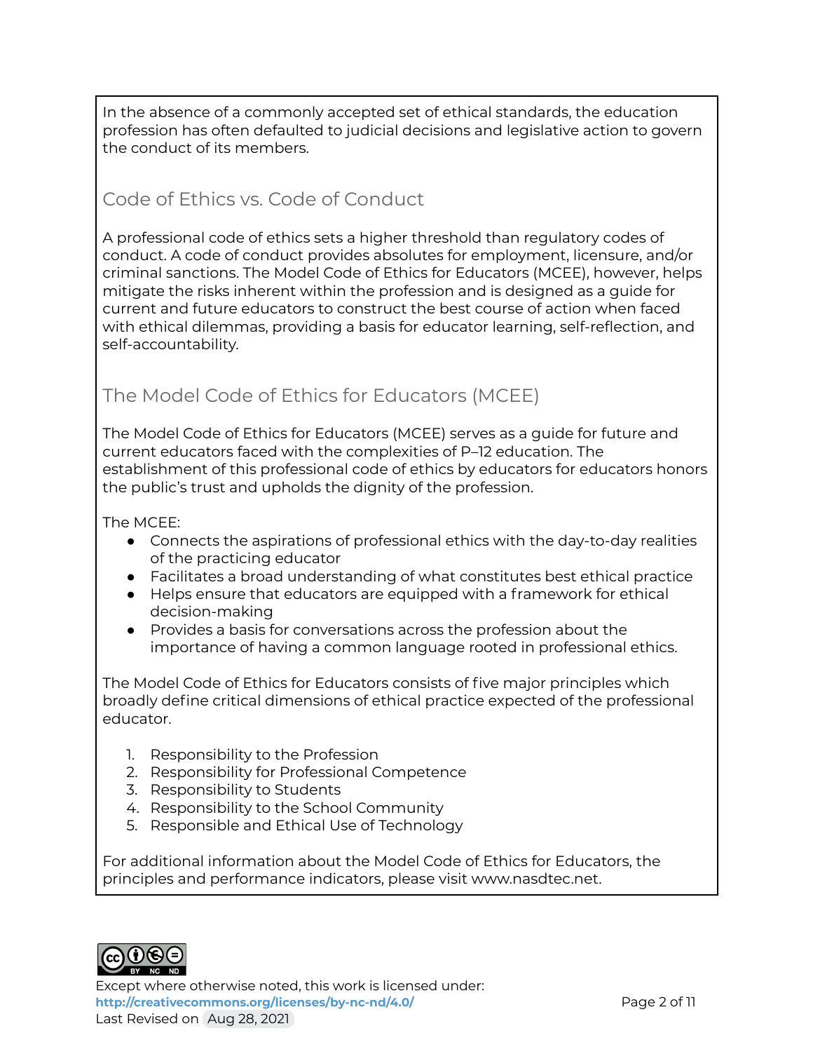In the absence of a commonly accepted set of ethical standards, the education profession has often defaulted to judicial decisions and legislative action to govern the conduct of its members.

## Code of Ethics vs. Code of Conduct

A professional code of ethics sets a higher threshold than regulatory codes of conduct. A code of conduct provides absolutes for employment, licensure, and/or criminal sanctions. The Model Code of Ethics for Educators (MCEE), however, helps mitigate the risks inherent within the profession and is designed as a guide for current and future educators to construct the best course of action when faced with ethical dilemmas, providing a basis for educator learning, self-reflection, and self-accountability.

## The Model Code of Ethics for Educators (MCEE)

The Model Code of Ethics for Educators (MCEE) serves as a guide for future and current educators faced with the complexities of P–12 education. The establishment of this professional code of ethics by educators for educators honors the public's trust and upholds the dignity of the profession.

The MCEE:

- Connects the aspirations of professional ethics with the day-to-day realities of the practicing educator
- Facilitates a broad understanding of what constitutes best ethical practice
- Helps ensure that educators are equipped with a framework for ethical decision-making
- Provides a basis for conversations across the profession about the importance of having a common language rooted in professional ethics.

The Model Code of Ethics for Educators consists of five major principles which broadly define critical dimensions of ethical practice expected of the professional educator.

1. Responsibility to the Profession
2. Responsibility for Professional Competence
3. Responsibility to Students
4. Responsibility to the School Community
5. Responsible and Ethical Use of Technology

For additional information about the Model Code of Ethics for Educators, the principles and performance indicators, please visit www.nasdtec.net.

Except where otherwise noted, this work is licensed under:
**http://creativecommons.org/licenses/by-nc-nd/4.0/**
Last Revised on Aug 28, 2021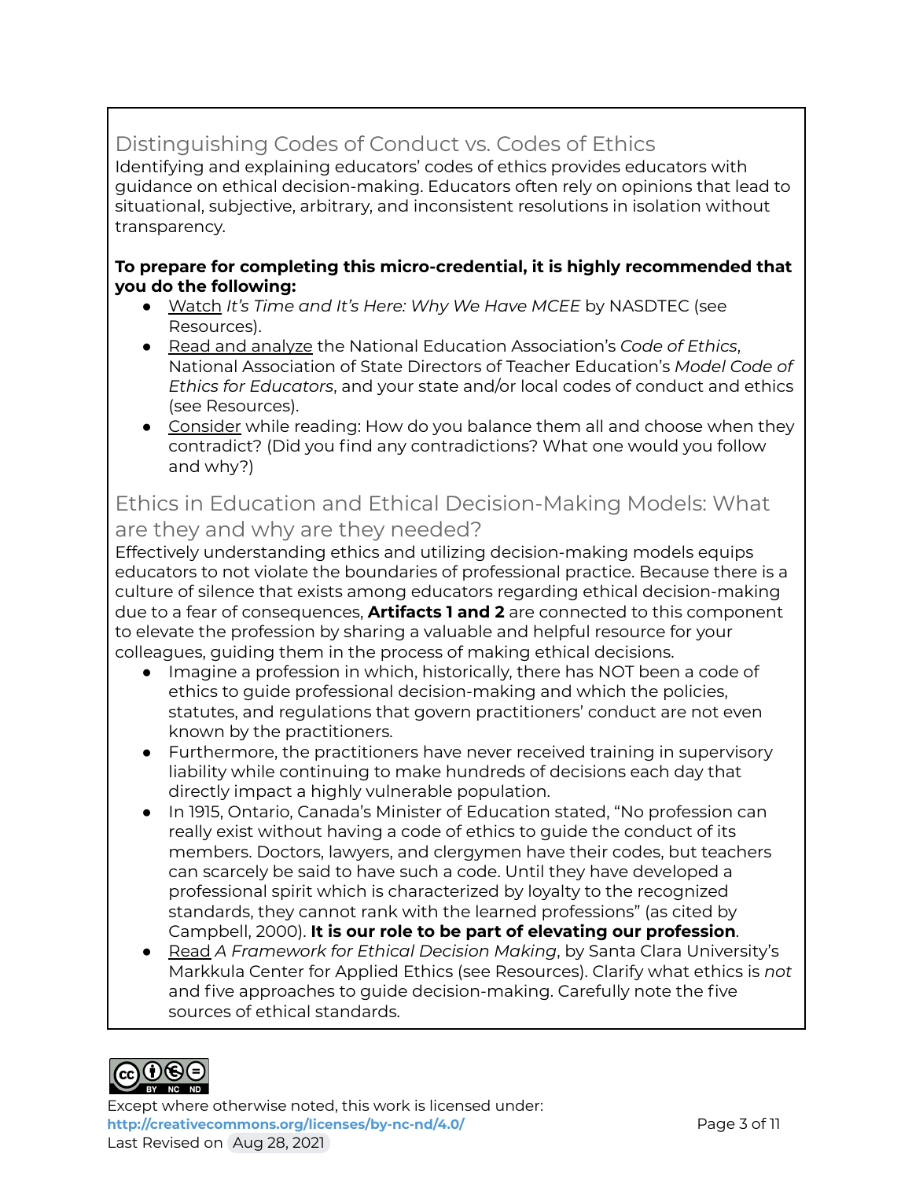## Distinguishing Codes of Conduct vs. Codes of Ethics

Identifying and explaining educators' codes of ethics provides educators with guidance on ethical decision-making. Educators often rely on opinions that lead to situational, subjective, arbitrary, and inconsistent resolutions in isolation without transparency.

**To prepare for completing this micro-credential, it is highly recommended that you do the following:**

- Watch *It's Time and It's Here: Why We Have MCEE* by NASDTEC (see Resources).
- Read and analyze the National Education Association's *Code of Ethics*, National Association of State Directors of Teacher Education's *Model Code of Ethics for Educators*, and your state and/or local codes of conduct and ethics (see Resources).
- Consider while reading: How do you balance them all and choose when they contradict? (Did you find any contradictions? What one would you follow and why?)

## Ethics in Education and Ethical Decision-Making Models: What are they and why are they needed?

Effectively understanding ethics and utilizing decision-making models equips educators to not violate the boundaries of professional practice. Because there is a culture of silence that exists among educators regarding ethical decision-making due to a fear of consequences, **Artifacts 1 and 2** are connected to this component to elevate the profession by sharing a valuable and helpful resource for your colleagues, guiding them in the process of making ethical decisions.

- Imagine a profession in which, historically, there has NOT been a code of ethics to guide professional decision-making and which the policies, statutes, and regulations that govern practitioners' conduct are not even known by the practitioners.
- Furthermore, the practitioners have never received training in supervisory liability while continuing to make hundreds of decisions each day that directly impact a highly vulnerable population.
- In 1915, Ontario, Canada's Minister of Education stated, "No profession can really exist without having a code of ethics to guide the conduct of its members. Doctors, lawyers, and clergymen have their codes, but teachers can scarcely be said to have such a code. Until they have developed a professional spirit which is characterized by loyalty to the recognized standards, they cannot rank with the learned professions" (as cited by Campbell, 2000). **It is our role to be part of elevating our profession**.
- Read *A Framework for Ethical Decision Making*, by Santa Clara University's Markkula Center for Applied Ethics (see Resources). Clarify what ethics is *not* and five approaches to guide decision-making. Carefully note the five sources of ethical standards.

Except where otherwise noted, this work is licensed under: **http://creativecommons.org/licenses/by-nc-nd/4.0/**
Last Revised on Aug 28, 2021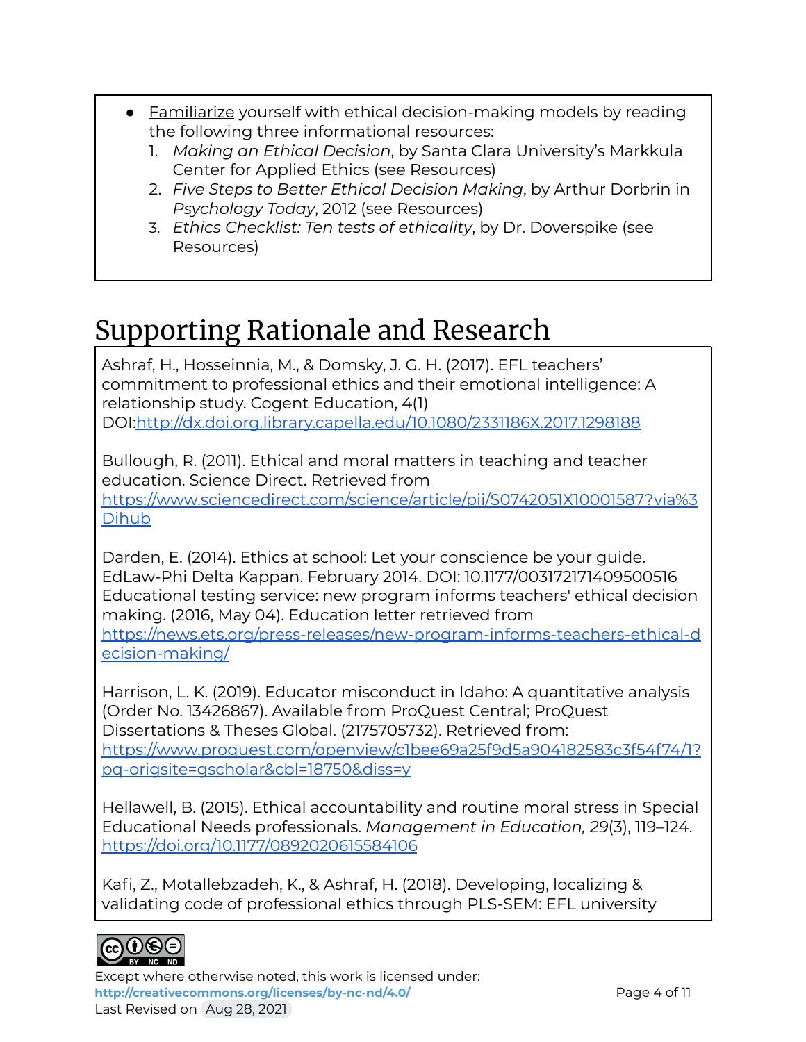- Familiarize yourself with ethical decision-making models by reading the following three informational resources:
    1. *Making an Ethical Decision*, by Santa Clara University's Markkula Center for Applied Ethics (see Resources)
    2. *Five Steps to Better Ethical Decision Making*, by Arthur Dorbrin in *Psychology Today*, 2012 (see Resources)
    3. *Ethics Checklist: Ten tests of ethicality*, by Dr. Doverspike (see Resources)

# Supporting Rationale and Research

Ashraf, H., Hosseinnia, M., & Domsky, J. G. H. (2017). EFL teachers' commitment to professional ethics and their emotional intelligence: A relationship study. Cogent Education, 4(1) DOI:[http://dx.doi.org.library.capella.edu/10.1080/2331186X.2017.1298188](http://dx.doi.org.library.capella.edu/10.1080/2331186X.2017.1298188)

Bullough, R. (2011). Ethical and moral matters in teaching and teacher education. Science Direct. Retrieved from [https://www.sciencedirect.com/science/article/pii/S0742051X10001587?via%3Dihub](https://www.sciencedirect.com/science/article/pii/S0742051X10001587?via%3Dihub)

Darden, E. (2014). Ethics at school: Let your conscience be your guide. EdLaw-Phi Delta Kappan. February 2014. DOI: 10.1177/003172171409500516
Educational testing service: new program informs teachers' ethical decision making. (2016, May 04). Education letter retrieved from [https://news.ets.org/press-releases/new-program-informs-teachers-ethical-decision-making/](https://news.ets.org/press-releases/new-program-informs-teachers-ethical-decision-making/)

Harrison, L. K. (2019). Educator misconduct in Idaho: A quantitative analysis (Order No. 13426867). Available from ProQuest Central; ProQuest Dissertations & Theses Global. (2175705732). Retrieved from: [https://www.proquest.com/openview/c1bee69a25f9d5a904182583c3f54f74/1?pq-origsite=gscholar&cbl=18750&diss=y](https://www.proquest.com/openview/c1bee69a25f9d5a904182583c3f54f74/1?pq-origsite=gscholar&cbl=18750&diss=y)

Hellawell, B. (2015). Ethical accountability and routine moral stress in Special Educational Needs professionals. *Management in Education, 29*(3), 119–124. [https://doi.org/10.1177/0892020615584106](https://doi.org/10.1177/0892020615584106)

Kafi, Z., Motallebzadeh, K., & Ashraf, H. (2018). Developing, localizing & validating code of professional ethics through PLS-SEM: EFL university

Except where otherwise noted, this work is licensed under:
**http://creativecommons.org/licenses/by-nc-nd/4.0/**
Last Revised on Aug 28, 2021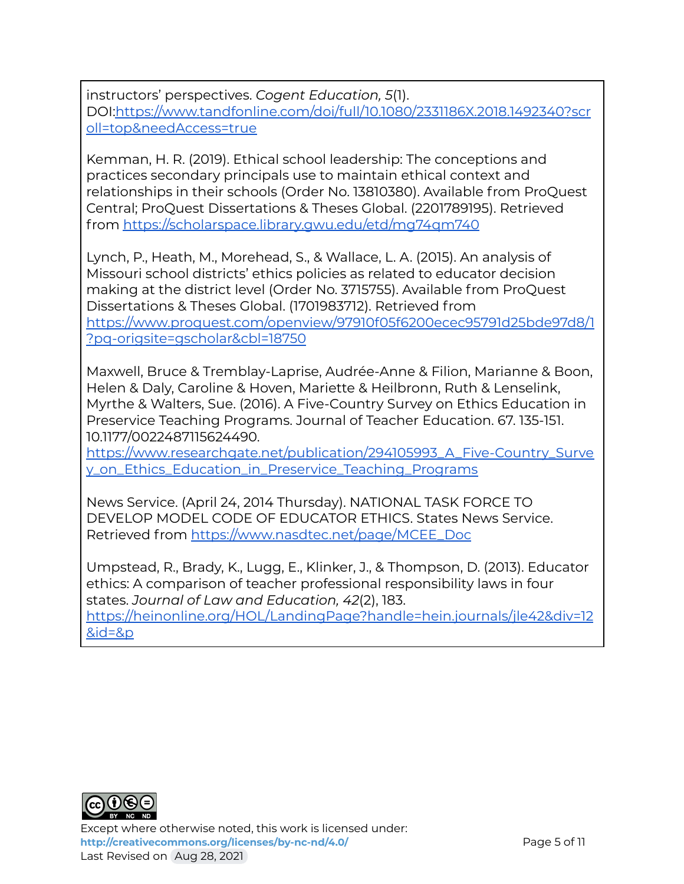instructors' perspectives. *Cogent Education, 5*(1). DOI:https://www.tandfonline.com/doi/full/10.1080/2331186X.2018.1492340?scroll=top&needAccess=true

Kemman, H. R. (2019). Ethical school leadership: The conceptions and practices secondary principals use to maintain ethical context and relationships in their schools (Order No. 13810380). Available from ProQuest Central; ProQuest Dissertations & Theses Global. (2201789195). Retrieved from https://scholarspace.library.gwu.edu/etd/mg74qm740

Lynch, P., Heath, M., Morehead, S., & Wallace, L. A. (2015). An analysis of Missouri school districts' ethics policies as related to educator decision making at the district level (Order No. 3715755). Available from ProQuest Dissertations & Theses Global. (1701983712). Retrieved from https://www.proquest.com/openview/97910f05f6200ecec95791d25bde97d8/1?pq-origsite=gscholar&cbl=18750

Maxwell, Bruce & Tremblay-Laprise, Audrée-Anne & Filion, Marianne & Boon, Helen & Daly, Caroline & Hoven, Mariette & Heilbronn, Ruth & Lenselink, Myrthe & Walters, Sue. (2016). A Five-Country Survey on Ethics Education in Preservice Teaching Programs. Journal of Teacher Education. 67. 135-151. 10.1177/0022487115624490. https://www.researchgate.net/publication/294105993_A_Five-Country_Survey_on_Ethics_Education_in_Preservice_Teaching_Programs

News Service. (April 24, 2014 Thursday). NATIONAL TASK FORCE TO DEVELOP MODEL CODE OF EDUCATOR ETHICS. States News Service. Retrieved from https://www.nasdtec.net/page/MCEE_Doc

Umpstead, R., Brady, K., Lugg, E., Klinker, J., & Thompson, D. (2013). Educator ethics: A comparison of teacher professional responsibility laws in four states. *Journal of Law and Education, 42*(2), 183. https://heinonline.org/HOL/LandingPage?handle=hein.journals/jle42&div=12&id=&p

Except where otherwise noted, this work is licensed under: **http://creativecommons.org/licenses/by-nc-nd/4.0/**
Last Revised on Aug 28, 2021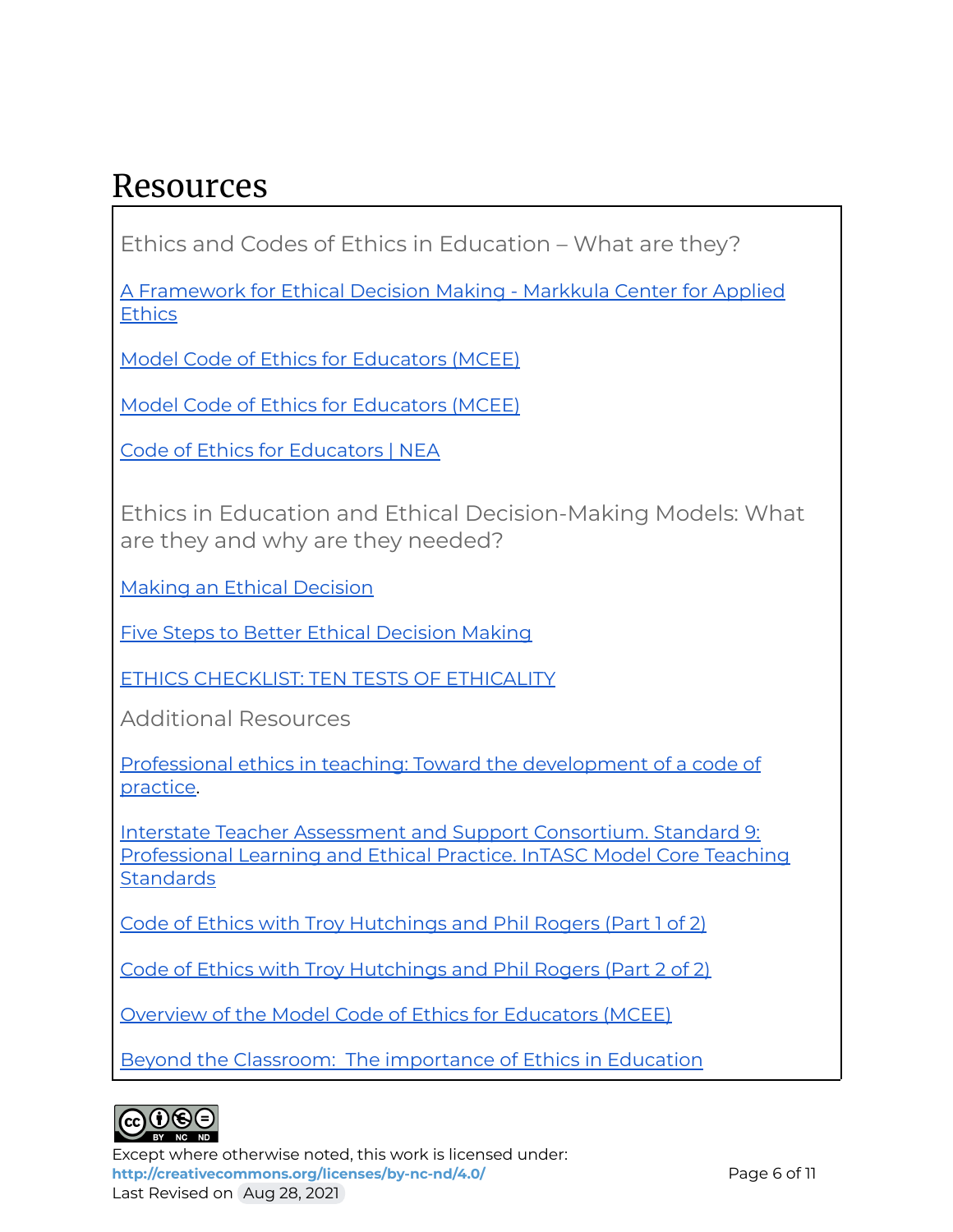# Resources

## Ethics and Codes of Ethics in Education – What are they?

A Framework for Ethical Decision Making - Markkula Center for Applied Ethics

Model Code of Ethics for Educators (MCEE)

Model Code of Ethics for Educators (MCEE)

Code of Ethics for Educators | NEA

## Ethics in Education and Ethical Decision-Making Models: What are they and why are they needed?

Making an Ethical Decision

Five Steps to Better Ethical Decision Making

ETHICS CHECKLIST: TEN TESTS OF ETHICALITY

## Additional Resources

Professional ethics in teaching: Toward the development of a code of practice.

Interstate Teacher Assessment and Support Consortium. Standard 9: Professional Learning and Ethical Practice. InTASC Model Core Teaching Standards

Code of Ethics with Troy Hutchings and Phil Rogers (Part 1 of 2)

Code of Ethics with Troy Hutchings and Phil Rogers (Part 2 of 2)

Overview of the Model Code of Ethics for Educators (MCEE)

Beyond the Classroom: The importance of Ethics in Education

Except where otherwise noted, this work is licensed under:
http://creativecommons.org/licenses/by-nc-nd/4.0/
Last Revised on Aug 28, 2021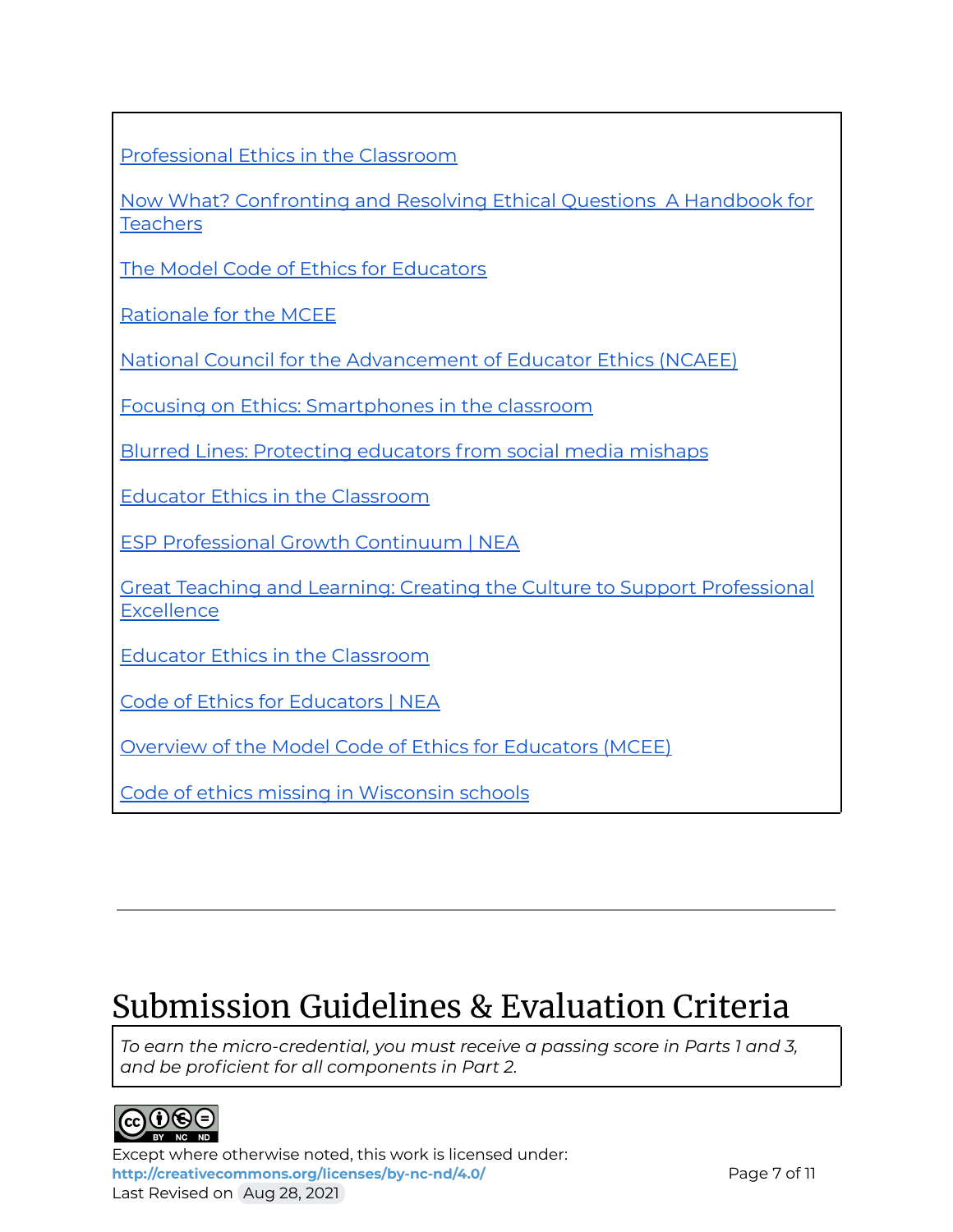Professional Ethics in the Classroom

Now What? Confronting and Resolving Ethical Questions  A Handbook for Teachers

The Model Code of Ethics for Educators

Rationale for the MCEE

National Council for the Advancement of Educator Ethics (NCAEE)

Focusing on Ethics: Smartphones in the classroom

Blurred Lines: Protecting educators from social media mishaps

Educator Ethics in the Classroom

ESP Professional Growth Continuum | NEA

Great Teaching and Learning: Creating the Culture to Support Professional Excellence

Educator Ethics in the Classroom

Code of Ethics for Educators | NEA

Overview of the Model Code of Ethics for Educators (MCEE)

Code of ethics missing in Wisconsin schools

---

# Submission Guidelines & Evaluation Criteria

*To earn the micro-credential, you must receive a passing score in Parts 1 and 3, and be proficient for all components in Part 2.*

Except where otherwise noted, this work is licensed under:
**http://creativecommons.org/licenses/by-nc-nd/4.0/**
Last Revised on Aug 28, 2021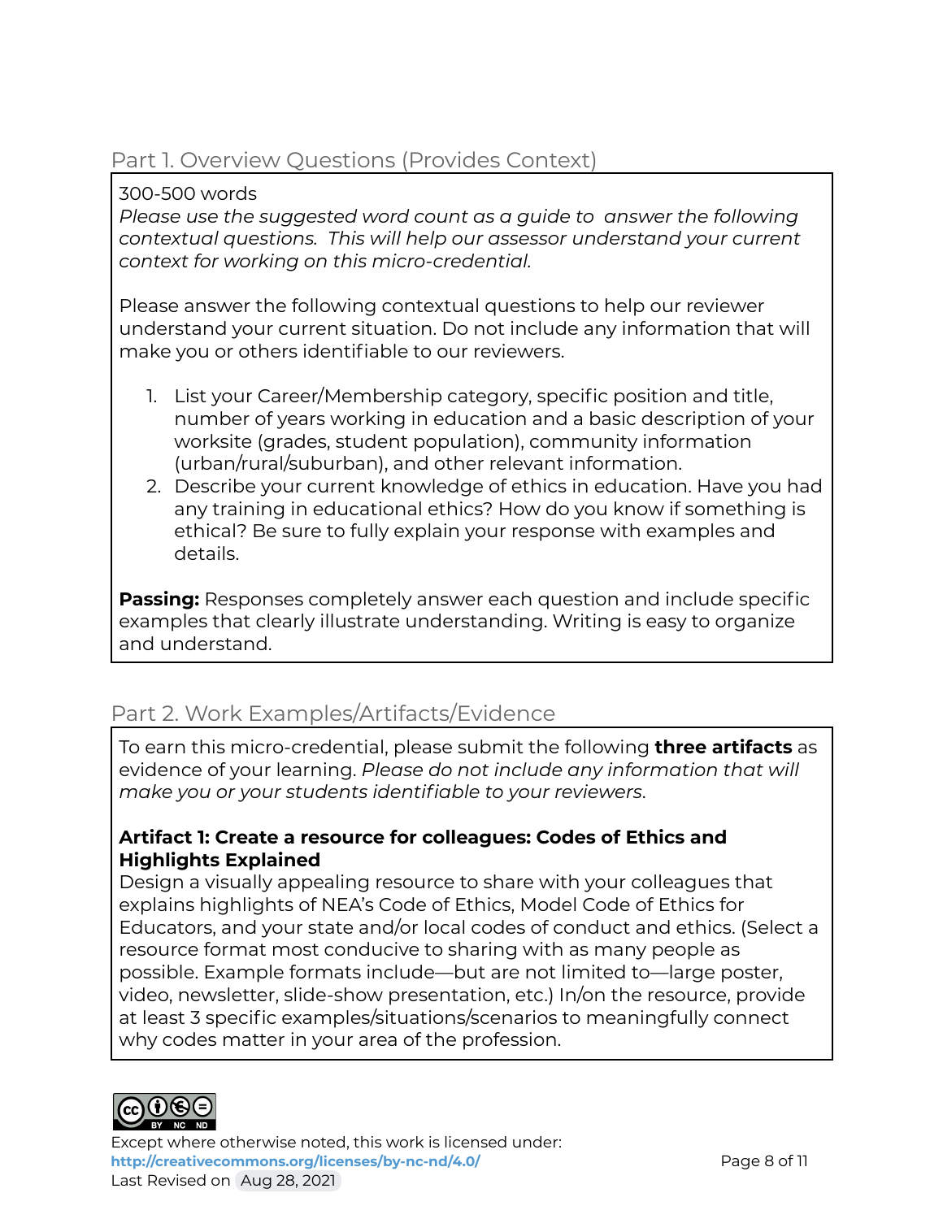## Part 1. Overview Questions (Provides Context)

300-500 words

*Please use the suggested word count as a guide to answer the following contextual questions. This will help our assessor understand your current context for working on this micro-credential.*

Please answer the following contextual questions to help our reviewer understand your current situation. Do not include any information that will make you or others identifiable to our reviewers.

1. List your Career/Membership category, specific position and title, number of years working in education and a basic description of your worksite (grades, student population), community information (urban/rural/suburban), and other relevant information.
2. Describe your current knowledge of ethics in education. Have you had any training in educational ethics? How do you know if something is ethical? Be sure to fully explain your response with examples and details.

**Passing:** Responses completely answer each question and include specific examples that clearly illustrate understanding. Writing is easy to organize and understand.

## Part 2. Work Examples/Artifacts/Evidence

To earn this micro-credential, please submit the following **three artifacts** as evidence of your learning. *Please do not include any information that will make you or your students identifiable to your reviewers.*

**Artifact 1: Create a resource for colleagues: Codes of Ethics and Highlights Explained**

Design a visually appealing resource to share with your colleagues that explains highlights of NEA's Code of Ethics, Model Code of Ethics for Educators, and your state and/or local codes of conduct and ethics. (Select a resource format most conducive to sharing with as many people as possible. Example formats include—but are not limited to—large poster, video, newsletter, slide-show presentation, etc.) In/on the resource, provide at least 3 specific examples/situations/scenarios to meaningfully connect why codes matter in your area of the profession.

Except where otherwise noted, this work is licensed under: **http://creativecommons.org/licenses/by-nc-nd/4.0/**

Last Revised on Aug 28, 2021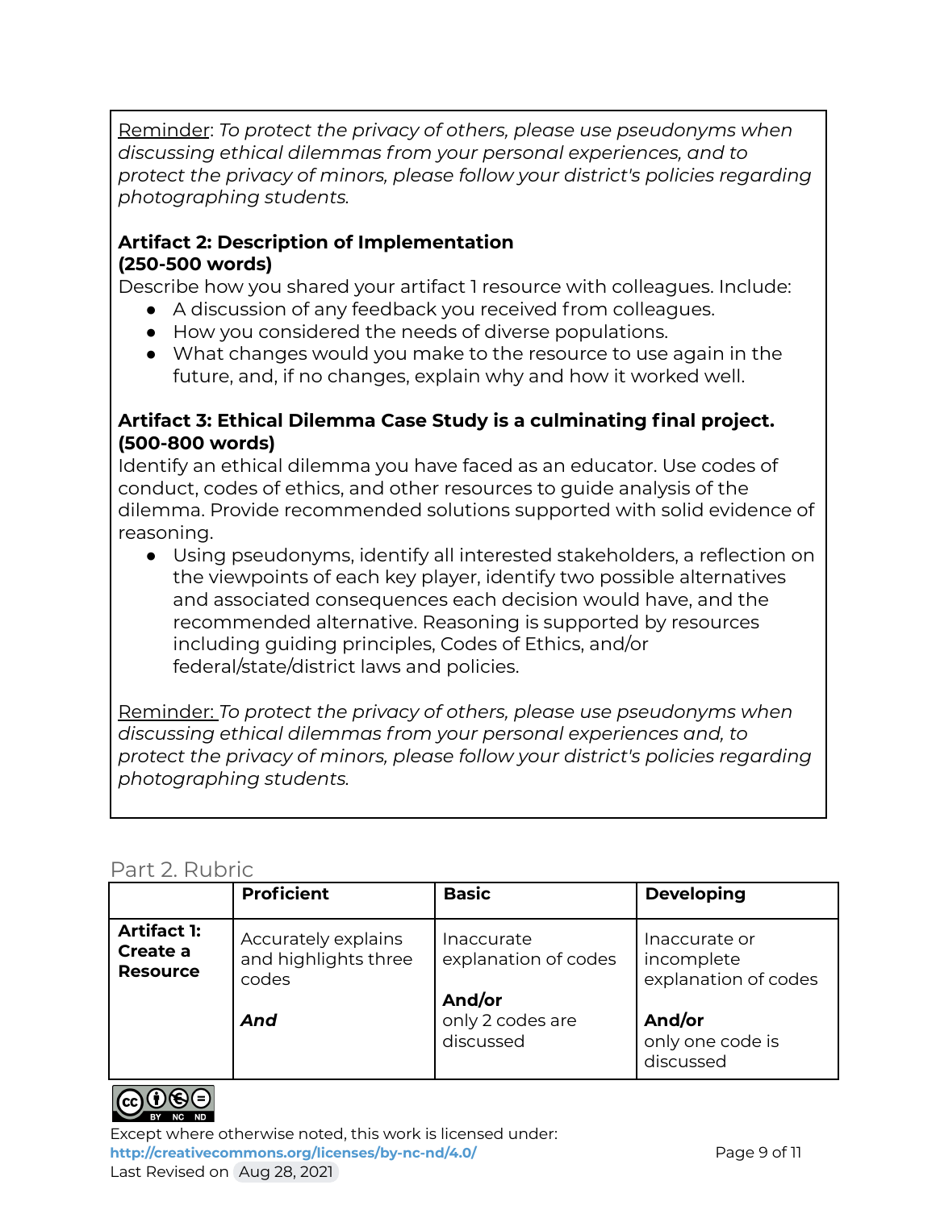Reminder: *To protect the privacy of others, please use pseudonyms when discussing ethical dilemmas from your personal experiences, and to protect the privacy of minors, please follow your district's policies regarding photographing students.*

**Artifact 2: Description of Implementation (250-500 words)**

Describe how you shared your artifact 1 resource with colleagues. Include:

- A discussion of any feedback you received from colleagues.
- How you considered the needs of diverse populations.
- What changes would you make to the resource to use again in the future, and, if no changes, explain why and how it worked well.

**Artifact 3: Ethical Dilemma Case Study is a culminating final project. (500-800 words)**

Identify an ethical dilemma you have faced as an educator. Use codes of conduct, codes of ethics, and other resources to guide analysis of the dilemma. Provide recommended solutions supported with solid evidence of reasoning.

- Using pseudonyms, identify all interested stakeholders, a reflection on the viewpoints of each key player, identify two possible alternatives and associated consequences each decision would have, and the recommended alternative. Reasoning is supported by resources including guiding principles, Codes of Ethics, and/or federal/state/district laws and policies.

Reminder: *To protect the privacy of others, please use pseudonyms when discussing ethical dilemmas from your personal experiences and, to protect the privacy of minors, please follow your district's policies regarding photographing students.*

## Part 2. Rubric

| | Proficient | Basic | Developing |
|---|---|---|---|
| **Artifact 1: Create a Resource** | Accurately explains and highlights three codes<br><br>***And*** | Inaccurate explanation of codes<br><br>**And/or**<br>only 2 codes are discussed | Inaccurate or incomplete explanation of codes<br><br>**And/or**<br>only one code is discussed |

Except where otherwise noted, this work is licensed under: http://creativecommons.org/licenses/by-nc-nd/4.0/
Last Revised on Aug 28, 2021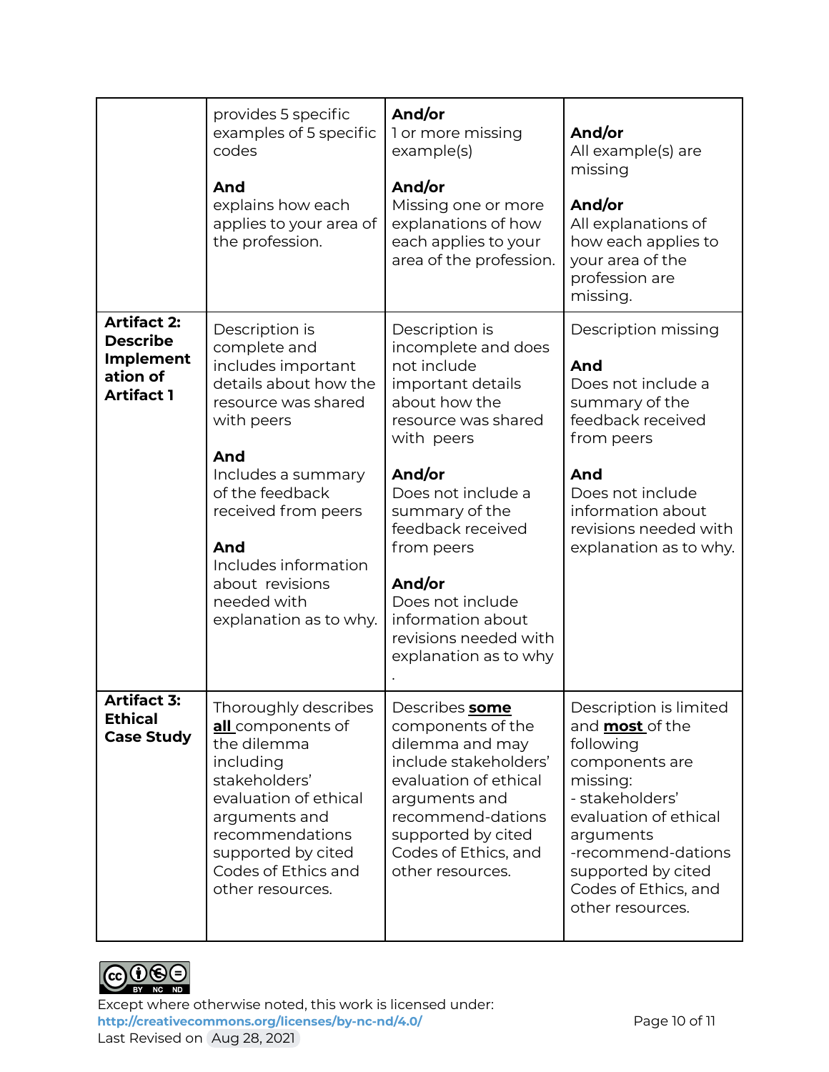| | | | |
|---|---|---|---|
| | provides 5 specific examples of 5 specific codes<br><br>**And**<br>explains how each applies to your area of the profession. | **And/or**<br>1 or more missing example(s)<br><br>**And/or**<br>Missing one or more explanations of how each applies to your area of the profession. | **And/or**<br>All example(s) are missing<br><br>**And/or**<br>All explanations of how each applies to your area of the profession are missing. |
| **Artifact 2: Describe Implementation of Artifact 1** | Description is complete and includes important details about how the resource was shared with peers<br><br>**And**<br>Includes a summary of the feedback received from peers<br><br>**And**<br>Includes information about revisions needed with explanation as to why. | Description is incomplete and does not include important details about how the resource was shared with peers<br><br>**And/or**<br>Does not include a summary of the feedback received from peers<br><br>**And/or**<br>Does not include information about revisions needed with explanation as to why<br>. | Description missing<br><br>**And**<br>Does not include a summary of the feedback received from peers<br><br>**And**<br>Does not include information about revisions needed with explanation as to why. |
| **Artifact 3: Ethical Case Study** | Thoroughly describes **all** components of the dilemma including stakeholders' evaluation of ethical arguments and recommendations supported by cited Codes of Ethics and other resources. | Describes **some** components of the dilemma and may include stakeholders' evaluation of ethical arguments and recommend-dations supported by cited Codes of Ethics, and other resources. | Description is limited and **most** of the following components are missing:<br>- stakeholders' evaluation of ethical arguments<br>-recommend-dations supported by cited Codes of Ethics, and other resources. |

Except where otherwise noted, this work is licensed under:
http://creativecommons.org/licenses/by-nc-nd/4.0/
Last Revised on Aug 28, 2021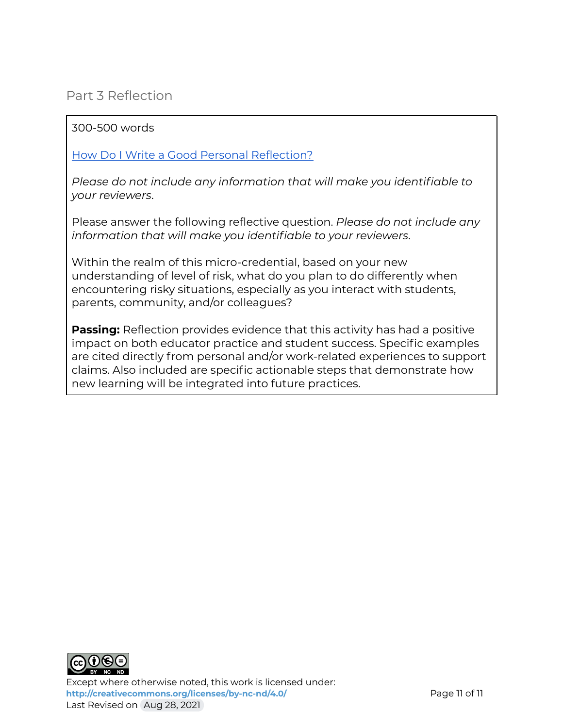## Part 3 Reflection

300-500 words

[How Do I Write a Good Personal Reflection?]

*Please do not include any information that will make you identifiable to your reviewers*.

Please answer the following reflective question. *Please do not include any information that will make you identifiable to your reviewers*.

Within the realm of this micro-credential, based on your new understanding of level of risk, what do you plan to do differently when encountering risky situations, especially as you interact with students, parents, community, and/or colleagues?

**Passing:** Reflection provides evidence that this activity has had a positive impact on both educator practice and student success. Specific examples are cited directly from personal and/or work-related experiences to support claims. Also included are specific actionable steps that demonstrate how new learning will be integrated into future practices.

Except where otherwise noted, this work is licensed under:
**http://creativecommons.org/licenses/by-nc-nd/4.0/**
Last Revised on Aug 28, 2021